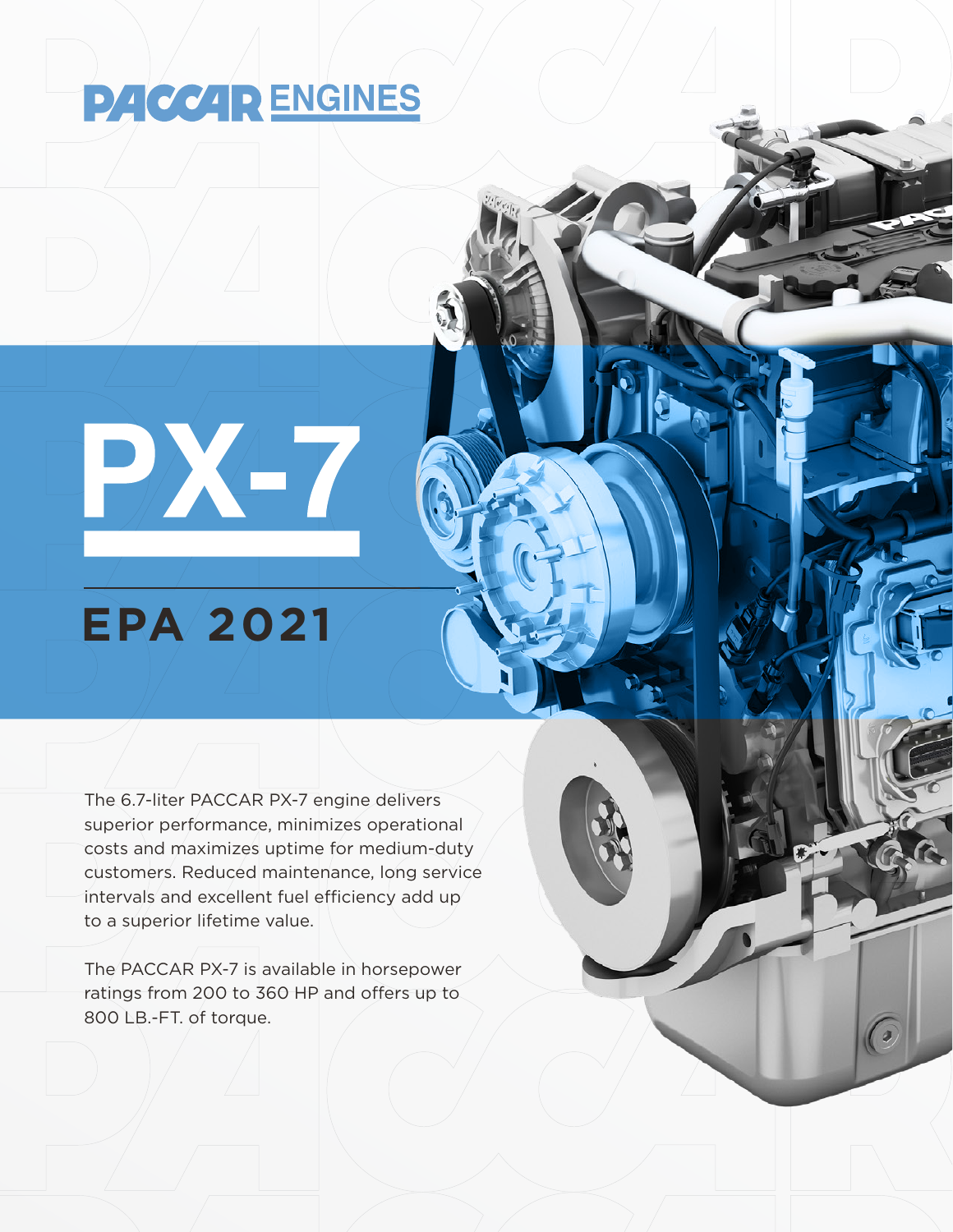# PACCAR ENGINES

# PX-7

## EPA 2021

The 6.7-liter PACCAR PX-7 engine delivers superior performance, minimizes operational costs and maximizes uptime for medium-duty customers. Reduced maintenance, long service intervals and excellent fuel efficiency add up to a superior lifetime value.

The PACCAR PX-7 is available in horsepower ratings from 200 to 360 HP and offers up to 800 LB.-FT. of torque.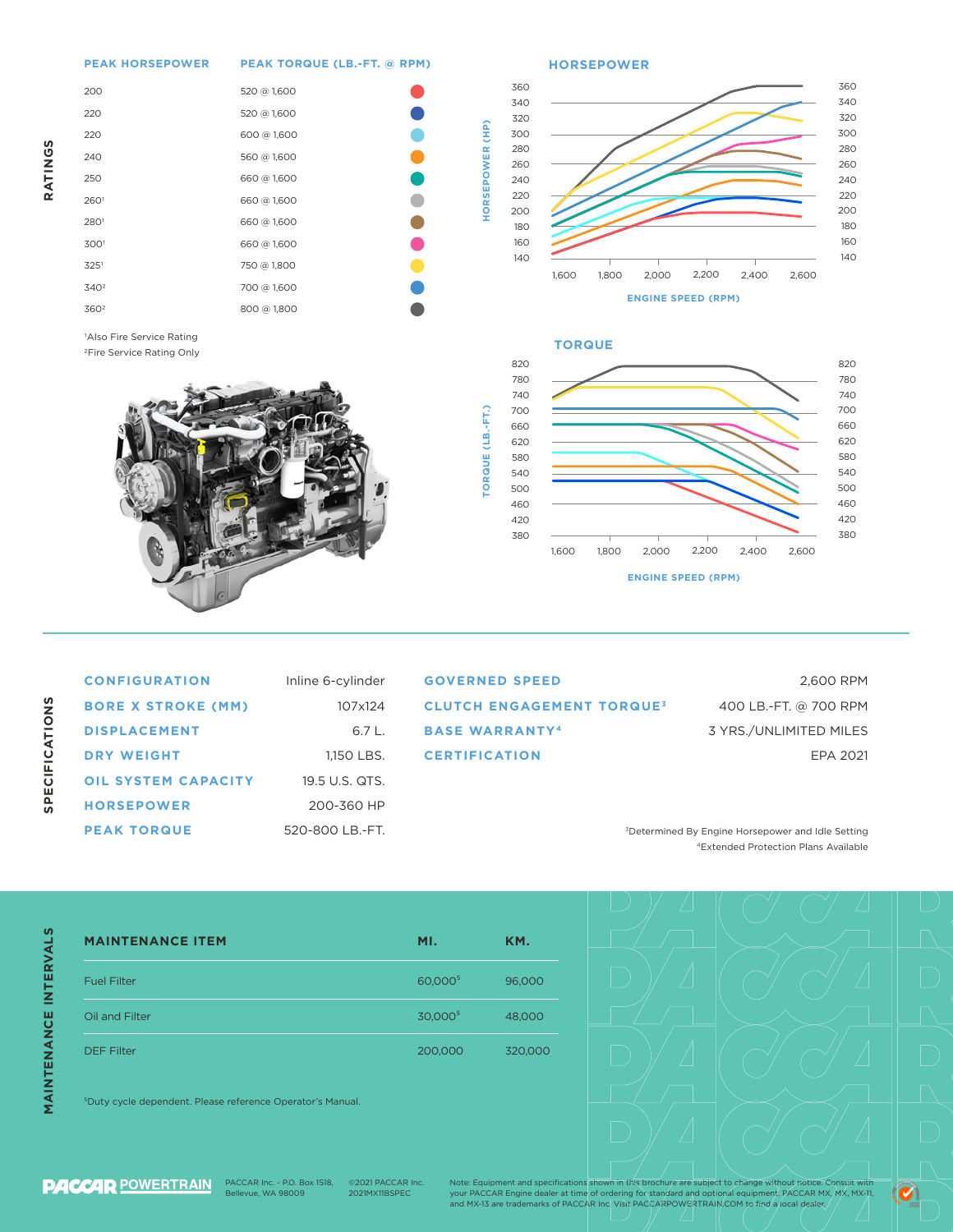## RATINGS

| PEAK HORSEPOWER | PEAK TORQUE (LB.-FT. @ RPM) |
| --- | --- |
| 200 | 520 @ 1,600 |
| 220 | 520 @ 1,600 |
| 220 | 600 @ 1,600 |
| 240 | 560 @ 1,600 |
| 250 | 660 @ 1,600 |
| 260[1] | 660 @ 1,600 |
| 280[1] | 660 @ 1,600 |
| 300[1] | 660 @ 1,600 |
| 325[1] | 750 @ 1,800 |
| 340[2] | 700 @ 1,600 |
| 360[2] | 800 @ 1,800 |

[1]Also Fire Service Rating
[2]Fire Service Rating Only

### HORSEPOWER

HORSEPOWER (HP)

360
340
320
300
280
260
240
220
200
180
160
140

1,600 1,800 2,000 2,200 2,400 2,600

ENGINE SPEED (RPM)

### TORQUE

TORQUE (LB.-FT.)

820
780
740
700
660
620
580
540
500
460
420
380

1,600 1,800 2,000 2,200 2,400 2,600

ENGINE SPEED (RPM)

## SPECIFICATIONS

| | |
| --- | --- |
| CONFIGURATION | Inline 6-cylinder |
| BORE X STROKE (MM) | 107x124 |
| DISPLACEMENT | 6.7 L. |
| DRY WEIGHT | 1,150 LBS. |
| OIL SYSTEM CAPACITY | 19.5 U.S. QTS. |
| HORSEPOWER | 200-360 HP |
| PEAK TORQUE | 520-800 LB.-FT. |
| GOVERNED SPEED | 2,600 RPM |
| CLUTCH ENGAGEMENT TORQUE[3] | 400 LB.-FT. @ 700 RPM |
| BASE WARRANTY[4] | 3 YRS./UNLIMITED MILES |
| CERTIFICATION | EPA 2021 |

[3]Determined By Engine Horsepower and Idle Setting
[4]Extended Protection Plans Available

## MAINTENANCE INTERVALS

| MAINTENANCE ITEM | MI. | KM. |
| --- | --- | --- |
| Fuel Filter | 60,000[5] | 96,000 |
| Oil and Filter | 30,000[5] | 48,000 |
| DEF Filter | 200,000 | 320,000 |

[5]Duty cycle dependent. Please reference Operator's Manual.

PACCAR POWERTRAIN

PACCAR Inc. - P.O. Box 1518, Bellevue, WA 98009

©2021 PACCAR Inc. 2021MX11BSPEC

Note: Equipment and specifications shown in this brochure are subject to change without notice. Consult with your PACCAR Engine dealer at time of ordering for standard and optional equipment. PACCAR MX, MX, MX-11, and MX-13 are trademarks of PACCAR Inc. Visit PACCARPOWERTRAIN.COM to find a local dealer.